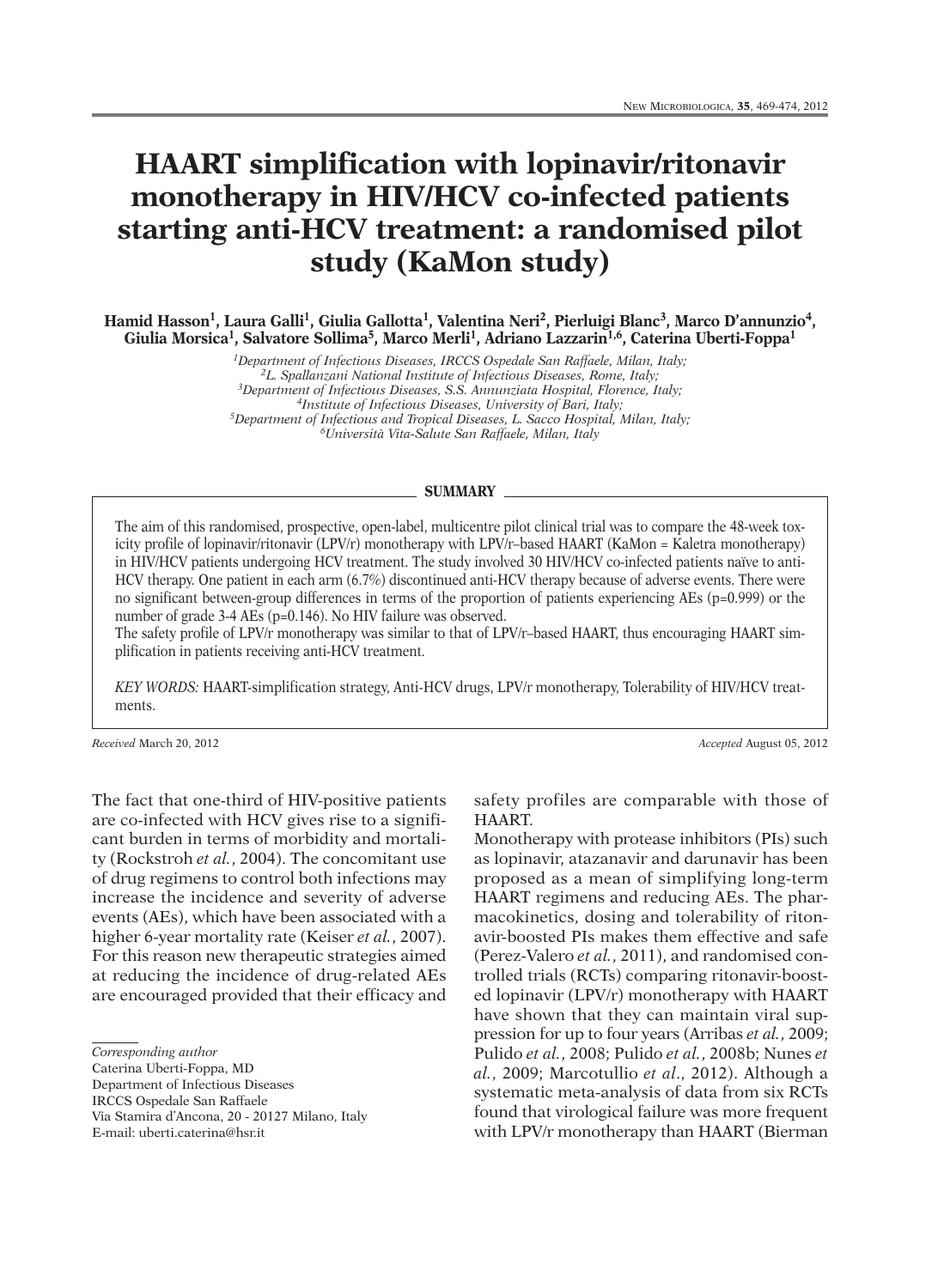# HAART simplification with lopinavir/ritonavir monotherapy in HIV/HCV co-infected patients starting anti-HCV treatment: a randomised pilot study (KaMon study)

**Hamid Hasson[1], Laura Galli[1], Giulia Gallotta[1], Valentina Neri[2], Pierluigi Blanc[3], Marco D'annunzio[4], Giulia Morsica[1], Salvatore Sollima[5], Marco Merli[1], Adriano Lazzarin[1,6], Caterina Uberti-Foppa[1]**

[1]*Department of Infectious Diseases, IRCCS Ospedale San Raffaele, Milan, Italy;*
[2]*L. Spallanzani National Institute of Infectious Diseases, Rome, Italy;*
[3]*Department of Infectious Diseases, S.S. Annunziata Hospital, Florence, Italy;*
[4]*Institute of Infectious Diseases, University of Bari, Italy;*
[5]*Department of Infectious and Tropical Diseases, L. Sacco Hospital, Milan, Italy;*
[6]*Università Vita-Salute San Raffaele, Milan, Italy*

## SUMMARY

The aim of this randomised, prospective, open-label, multicentre pilot clinical trial was to compare the 48-week toxicity profile of lopinavir/ritonavir (LPV/r) monotherapy with LPV/r–based HAART (KaMon = Kaletra monotherapy) in HIV/HCV patients undergoing HCV treatment. The study involved 30 HIV/HCV co-infected patients naïve to anti-HCV therapy. One patient in each arm (6.7%) discontinued anti-HCV therapy because of adverse events. There were no significant between-group differences in terms of the proportion of patients experiencing AEs (p=0.999) or the number of grade 3-4 AEs (p=0.146). No HIV failure was observed.

The safety profile of LPV/r monotherapy was similar to that of LPV/r–based HAART, thus encouraging HAART simplification in patients receiving anti-HCV treatment.

*KEY WORDS:* HAART-simplification strategy, Anti-HCV drugs, LPV/r monotherapy, Tolerability of HIV/HCV treatments.

*Received* March 20, 2012 *Accepted* August 05, 2012

The fact that one-third of HIV-positive patients are co-infected with HCV gives rise to a significant burden in terms of morbidity and mortality (Rockstroh *et al.*, 2004). The concomitant use of drug regimens to control both infections may increase the incidence and severity of adverse events (AEs), which have been associated with a higher 6-year mortality rate (Keiser *et al.*, 2007). For this reason new therapeutic strategies aimed at reducing the incidence of drug-related AEs are encouraged provided that their efficacy and safety profiles are comparable with those of HAART.

Monotherapy with protease inhibitors (PIs) such as lopinavir, atazanavir and darunavir has been proposed as a mean of simplifying long-term HAART regimens and reducing AEs. The pharmacokinetics, dosing and tolerability of ritonavir-boosted PIs makes them effective and safe (Perez-Valero *et al.*, 2011), and randomised controlled trials (RCTs) comparing ritonavir-boosted lopinavir (LPV/r) monotherapy with HAART have shown that they can maintain viral suppression for up to four years (Arribas *et al.*, 2009; Pulido *et al.*, 2008; Pulido *et al.*, 2008b; Nunes *et al.*, 2009; Marcotullio *et al*., 2012). Although a systematic meta-analysis of data from six RCTs found that virological failure was more frequent with LPV/r monotherapy than HAART (Bierman

*Corresponding author*
Caterina Uberti-Foppa, MD
Department of Infectious Diseases
IRCCS Ospedale San Raffaele
Via Stamira d'Ancona, 20 - 20127 Milano, Italy
E-mail: uberti.caterina@hsr.it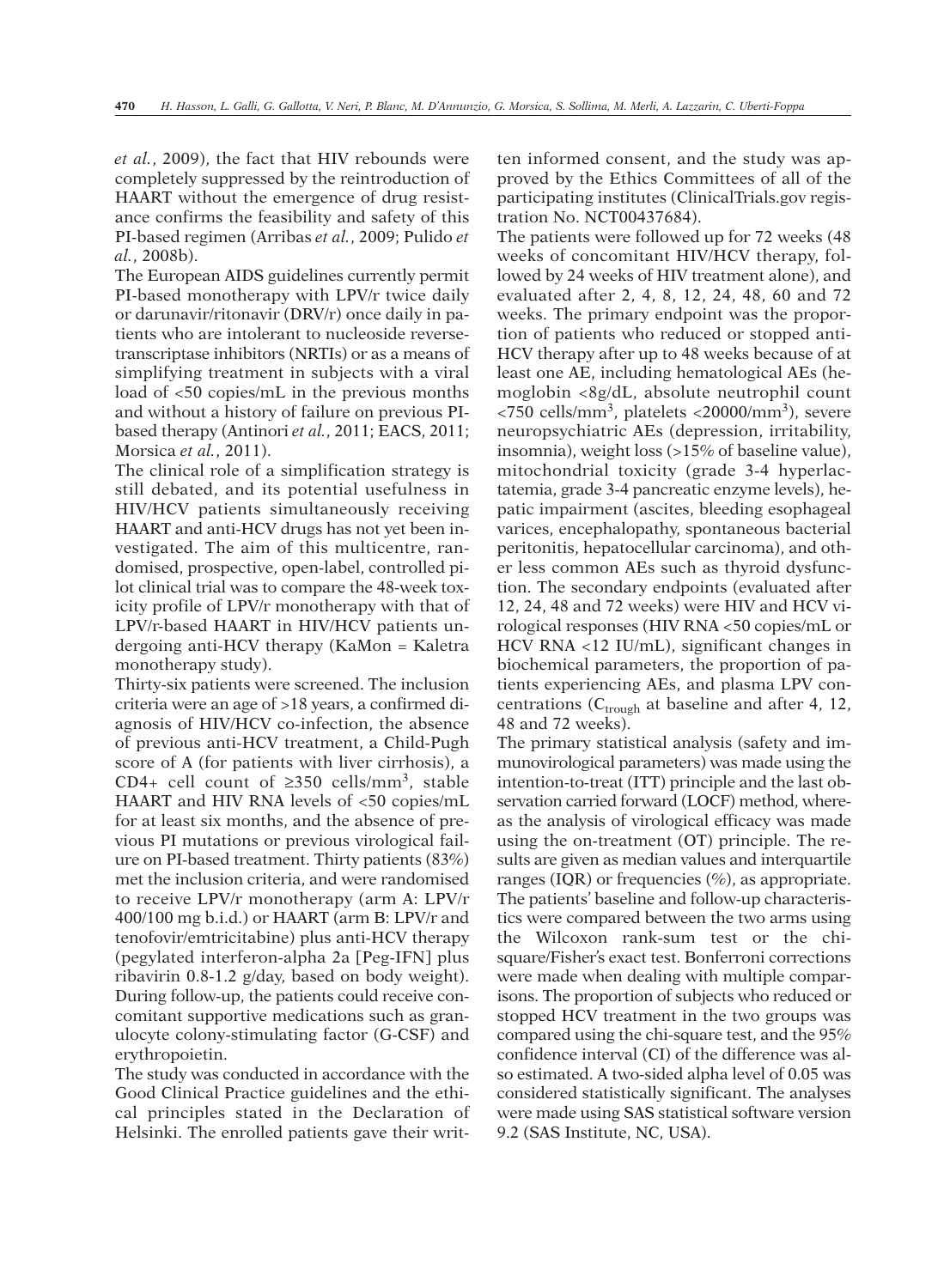*et al.*, 2009), the fact that HIV rebounds were completely suppressed by the reintroduction of HAART without the emergence of drug resistance confirms the feasibility and safety of this PI-based regimen (Arribas *et al.*, 2009; Pulido *et al.*, 2008b).

The European AIDS guidelines currently permit PI-based monotherapy with LPV/r twice daily or darunavir/ritonavir (DRV/r) once daily in patients who are intolerant to nucleoside reverse-transcriptase inhibitors (NRTIs) or as a means of simplifying treatment in subjects with a viral load of <50 copies/mL in the previous months and without a history of failure on previous PI-based therapy (Antinori *et al.*, 2011; EACS, 2011; Morsica *et al.*, 2011).

The clinical role of a simplification strategy is still debated, and its potential usefulness in HIV/HCV patients simultaneously receiving HAART and anti-HCV drugs has not yet been investigated. The aim of this multicentre, randomised, prospective, open-label, controlled pilot clinical trial was to compare the 48-week toxicity profile of LPV/r monotherapy with that of LPV/r-based HAART in HIV/HCV patients undergoing anti-HCV therapy (KaMon = Kaletra monotherapy study).

Thirty-six patients were screened. The inclusion criteria were an age of >18 years, a confirmed diagnosis of HIV/HCV co-infection, the absence of previous anti-HCV treatment, a Child-Pugh score of A (for patients with liver cirrhosis), a CD4+ cell count of ≥350 cells/mm$^3$, stable HAART and HIV RNA levels of <50 copies/mL for at least six months, and the absence of previous PI mutations or previous virological failure on PI-based treatment. Thirty patients (83%) met the inclusion criteria, and were randomised to receive LPV/r monotherapy (arm A: LPV/r 400/100 mg b.i.d.) or HAART (arm B: LPV/r and tenofovir/emtricitabine) plus anti-HCV therapy (pegylated interferon-alpha 2a [Peg-IFN] plus ribavirin 0.8-1.2 g/day, based on body weight). During follow-up, the patients could receive concomitant supportive medications such as granulocyte colony-stimulating factor (G-CSF) and erythropoietin.

The study was conducted in accordance with the Good Clinical Practice guidelines and the ethical principles stated in the Declaration of Helsinki. The enrolled patients gave their written informed consent, and the study was approved by the Ethics Committees of all of the participating institutes (ClinicalTrials.gov registration No. NCT00437684).

The patients were followed up for 72 weeks (48 weeks of concomitant HIV/HCV therapy, followed by 24 weeks of HIV treatment alone), and evaluated after 2, 4, 8, 12, 24, 48, 60 and 72 weeks. The primary endpoint was the proportion of patients who reduced or stopped anti-HCV therapy after up to 48 weeks because of at least one AE, including hematological AEs (hemoglobin <8g/dL, absolute neutrophil count <750 cells/mm$^3$, platelets <20000/mm$^3$), severe neuropsychiatric AEs (depression, irritability, insomnia), weight loss (>15% of baseline value), mitochondrial toxicity (grade 3-4 hyperlactatemia, grade 3-4 pancreatic enzyme levels), hepatic impairment (ascites, bleeding esophageal varices, encephalopathy, spontaneous bacterial peritonitis, hepatocellular carcinoma), and other less common AEs such as thyroid dysfunction. The secondary endpoints (evaluated after 12, 24, 48 and 72 weeks) were HIV and HCV virological responses (HIV RNA <50 copies/mL or HCV RNA <12 IU/mL), significant changes in biochemical parameters, the proportion of patients experiencing AEs, and plasma LPV concentrations ($C_{trough}$ at baseline and after 4, 12, 48 and 72 weeks).

The primary statistical analysis (safety and immunovirological parameters) was made using the intention-to-treat (ITT) principle and the last observation carried forward (LOCF) method, whereas the analysis of virological efficacy was made using the on-treatment (OT) principle. The results are given as median values and interquartile ranges (IQR) or frequencies (%), as appropriate. The patients' baseline and follow-up characteristics were compared between the two arms using the Wilcoxon rank-sum test or the chi-square/Fisher's exact test. Bonferroni corrections were made when dealing with multiple comparisons. The proportion of subjects who reduced or stopped HCV treatment in the two groups was compared using the chi-square test, and the 95% confidence interval (CI) of the difference was also estimated. A two-sided alpha level of 0.05 was considered statistically significant. The analyses were made using SAS statistical software version 9.2 (SAS Institute, NC, USA).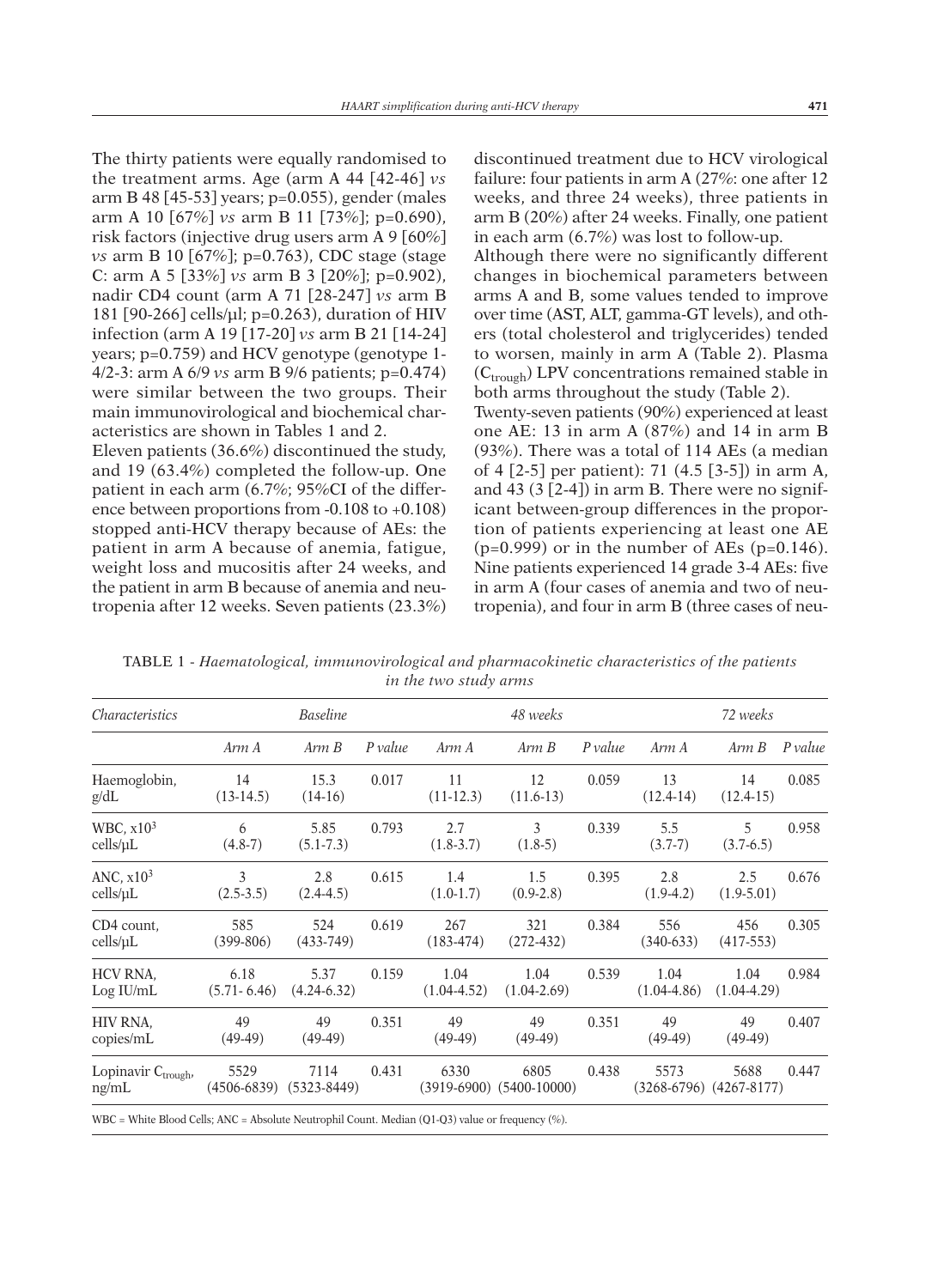The thirty patients were equally randomised to the treatment arms. Age (arm A 44 [42-46] *vs* arm B 48 [45-53] years; p=0.055), gender (males arm A 10 [67%] *vs* arm B 11 [73%]; p=0.690), risk factors (injective drug users arm A 9 [60%] *vs* arm B 10 [67%]; p=0.763), CDC stage (stage C: arm A 5 [33%] *vs* arm B 3 [20%]; p=0.902), nadir CD4 count (arm A 71 [28-247] *vs* arm B 181 [90-266] cells/µl; p=0.263), duration of HIV infection (arm A 19 [17-20] *vs* arm B 21 [14-24] years; p=0.759) and HCV genotype (genotype 1-4/2-3: arm A 6/9 *vs* arm B 9/6 patients; p=0.474) were similar between the two groups. Their main immunovirological and biochemical characteristics are shown in Tables 1 and 2.

Eleven patients (36.6%) discontinued the study, and 19 (63.4%) completed the follow-up. One patient in each arm (6.7%; 95%CI of the difference between proportions from -0.108 to +0.108) stopped anti-HCV therapy because of AEs: the patient in arm A because of anemia, fatigue, weight loss and mucositis after 24 weeks, and the patient in arm B because of anemia and neutropenia after 12 weeks. Seven patients (23.3%) discontinued treatment due to HCV virological failure: four patients in arm A (27%: one after 12 weeks, and three 24 weeks), three patients in arm B (20%) after 24 weeks. Finally, one patient in each arm (6.7%) was lost to follow-up.

Although there were no significantly different changes in biochemical parameters between arms A and B, some values tended to improve over time (AST, ALT, gamma-GT levels), and others (total cholesterol and triglycerides) tended to worsen, mainly in arm A (Table 2). Plasma ($C_{trough}$) LPV concentrations remained stable in both arms throughout the study (Table 2).

Twenty-seven patients (90%) experienced at least one AE: 13 in arm A (87%) and 14 in arm B (93%). There was a total of 114 AEs (a median of 4 [2-5] per patient): 71 (4.5 [3-5]) in arm A, and 43 (3 [2-4]) in arm B. There were no significant between-group differences in the proportion of patients experiencing at least one AE (p=0.999) or in the number of AEs (p=0.146). Nine patients experienced 14 grade 3-4 AEs: five in arm A (four cases of anemia and two of neutropenia), and four in arm B (three cases of neu-

TABLE 1 - *Haematological, immunovirological and pharmacokinetic characteristics of the patients in the two study arms*

| *Characteristics* | *Baseline* | | | *48 weeks* | | | *72 weeks* | | |
|---|---|---|---|---|---|---|---|---|---|
| | *Arm A* | *Arm B* | *P value* | *Arm A* | *Arm B* | *P value* | *Arm A* | *Arm B* | *P value* |
| Haemoglobin, g/dL | 14 (13-14.5) | 15.3 (14-16) | 0.017 | 11 (11-12.3) | 12 (11.6-13) | 0.059 | 13 (12.4-14) | 14 (12.4-15) | 0.085 |
| WBC, x$10^3$ cells/µL | 6 (4.8-7) | 5.85 (5.1-7.3) | 0.793 | 2.7 (1.8-3.7) | 3 (1.8-5) | 0.339 | 5.5 (3.7-7) | 5 (3.7-6.5) | 0.958 |
| ANC, x$10^3$ cells/µL | 3 (2.5-3.5) | 2.8 (2.4-4.5) | 0.615 | 1.4 (1.0-1.7) | 1.5 (0.9-2.8) | 0.395 | 2.8 (1.9-4.2) | 2.5 (1.9-5.01) | 0.676 |
| CD4 count, cells/µL | 585 (399-806) | 524 (433-749) | 0.619 | 267 (183-474) | 321 (272-432) | 0.384 | 556 (340-633) | 456 (417-553) | 0.305 |
| HCV RNA, Log IU/mL | 6.18 (5.71- 6.46) | 5.37 (4.24-6.32) | 0.159 | 1.04 (1.04-4.52) | 1.04 (1.04-2.69) | 0.539 | 1.04 (1.04-4.86) | 1.04 (1.04-4.29) | 0.984 |
| HIV RNA, copies/mL | 49 (49-49) | 49 (49-49) | 0.351 | 49 (49-49) | 49 (49-49) | 0.351 | 49 (49-49) | 49 (49-49) | 0.407 |
| Lopinavir $C_{trough}$, ng/mL | 5529 (4506-6839) | 7114 (5323-8449) | 0.431 | 6330 (3919-6900) | 6805 (5400-10000) | 0.438 | 5573 (3268-6796) | 5688 (4267-8177) | 0.447 |

WBC = White Blood Cells; ANC = Absolute Neutrophil Count. Median (Q1-Q3) value or frequency (%).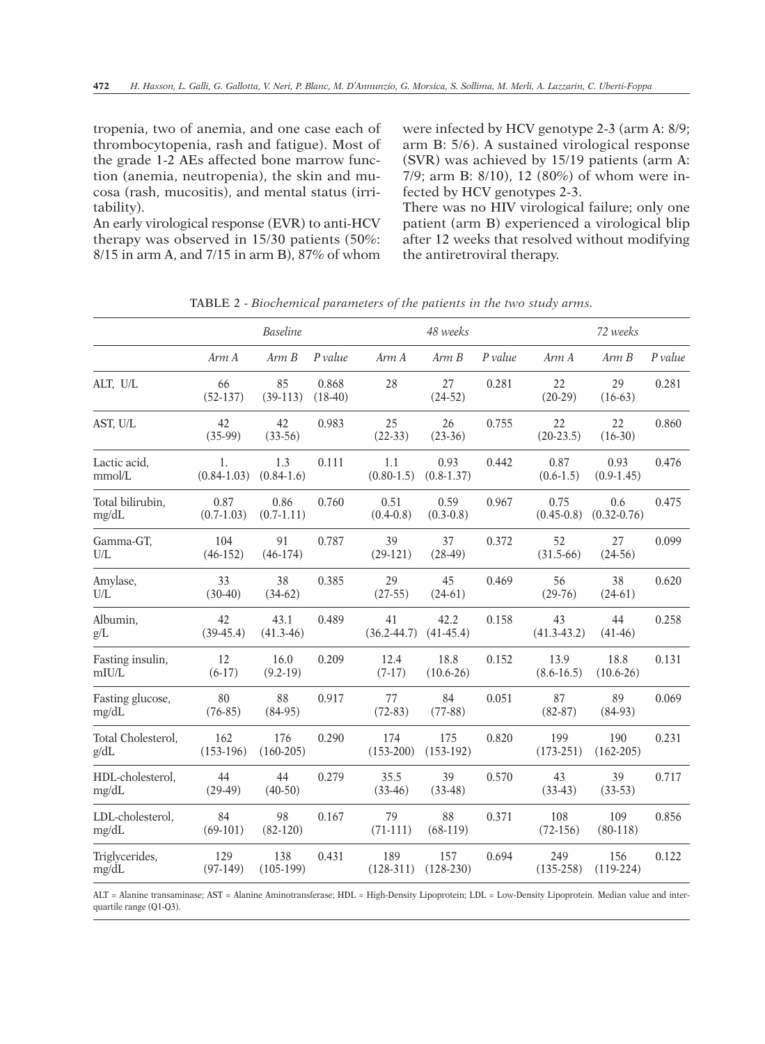tropenia, two of anemia, and one case each of thrombocytopenia, rash and fatigue). Most of the grade 1-2 AEs affected bone marrow function (anemia, neutropenia), the skin and mucosa (rash, mucositis), and mental status (irritability).

An early virological response (EVR) to anti-HCV therapy was observed in 15/30 patients (50%: 8/15 in arm A, and 7/15 in arm B), 87% of whom were infected by HCV genotype 2-3 (arm A: 8/9; arm B: 5/6). A sustained virological response (SVR) was achieved by 15/19 patients (arm A: 7/9; arm B: 8/10), 12 (80%) of whom were infected by HCV genotypes 2-3.

There was no HIV virological failure; only one patient (arm B) experienced a virological blip after 12 weeks that resolved without modifying the antiretroviral therapy.

TABLE 2 - *Biochemical parameters of the patients in the two study arms.*

| | *Baseline* | | | *48 weeks* | | | *72 weeks* | | |
|---|---|---|---|---|---|---|---|---|---|
| | *Arm A* | *Arm B* | *P value* | *Arm A* | *Arm B* | *P value* | *Arm A* | *Arm B* | *P value* |
| ALT, U/L | 66 (52-137) | 85 (39-113) | 0.868 (18-40) | 28 | 27 (24-52) | 0.281 | 22 (20-29) | 29 (16-63) | 0.281 |
| AST, U/L | 42 (35-99) | 42 (33-56) | 0.983 | 25 (22-33) | 26 (23-36) | 0.755 | 22 (20-23.5) | 22 (16-30) | 0.860 |
| Lactic acid, mmol/L | 1. (0.84-1.03) | 1.3 (0.84-1.6) | 0.111 | 1.1 (0.80-1.5) | 0.93 (0.8-1.37) | 0.442 | 0.87 (0.6-1.5) | 0.93 (0.9-1.45) | 0.476 |
| Total bilirubin, mg/dL | 0.87 (0.7-1.03) | 0.86 (0.7-1.11) | 0.760 | 0.51 (0.4-0.8) | 0.59 (0.3-0.8) | 0.967 | 0.75 (0.45-0.8) | 0.6 (0.32-0.76) | 0.475 |
| Gamma-GT, U/L | 104 (46-152) | 91 (46-174) | 0.787 | 39 (29-121) | 37 (28-49) | 0.372 | 52 (31.5-66) | 27 (24-56) | 0.099 |
| Amylase, U/L | 33 (30-40) | 38 (34-62) | 0.385 | 29 (27-55) | 45 (24-61) | 0.469 | 56 (29-76) | 38 (24-61) | 0.620 |
| Albumin, g/L | 42 (39-45.4) | 43.1 (41.3-46) | 0.489 | 41 (36.2-44.7) | 42.2 (41-45.4) | 0.158 | 43 (41.3-43.2) | 44 (41-46) | 0.258 |
| Fasting insulin, mIU/L | 12 (6-17) | 16.0 (9.2-19) | 0.209 | 12.4 (7-17) | 18.8 (10.6-26) | 0.152 | 13.9 (8.6-16.5) | 18.8 (10.6-26) | 0.131 |
| Fasting glucose, mg/dL | 80 (76-85) | 88 (84-95) | 0.917 | 77 (72-83) | 84 (77-88) | 0.051 | 87 (82-87) | 89 (84-93) | 0.069 |
| Total Cholesterol, g/dL | 162 (153-196) | 176 (160-205) | 0.290 | 174 (153-200) | 175 (153-192) | 0.820 | 199 (173-251) | 190 (162-205) | 0.231 |
| HDL-cholesterol, mg/dL | 44 (29-49) | 44 (40-50) | 0.279 | 35.5 (33-46) | 39 (33-48) | 0.570 | 43 (33-43) | 39 (33-53) | 0.717 |
| LDL-cholesterol, mg/dL | 84 (69-101) | 98 (82-120) | 0.167 | 79 (71-111) | 88 (68-119) | 0.371 | 108 (72-156) | 109 (80-118) | 0.856 |
| Triglycerides, mg/dL | 129 (97-149) | 138 (105-199) | 0.431 | 189 (128-311) | 157 (128-230) | 0.694 | 249 (135-258) | 156 (119-224) | 0.122 |

ALT = Alanine transaminase; AST = Alanine Aminotransferase; HDL = High-Density Lipoprotein; LDL = Low-Density Lipoprotein. Median value and interquartile range (Q1-Q3).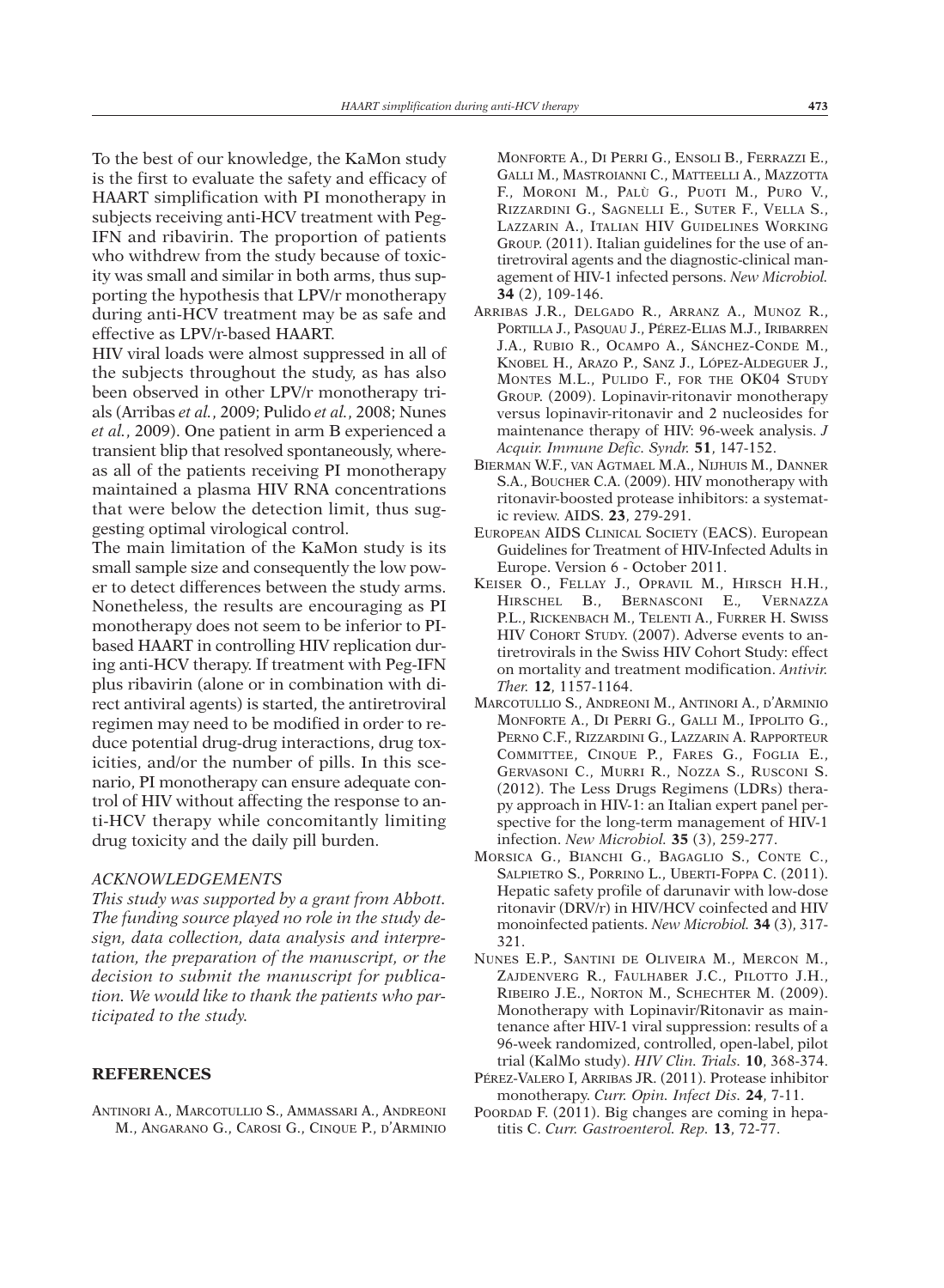To the best of our knowledge, the KaMon study is the first to evaluate the safety and efficacy of HAART simplification with PI monotherapy in subjects receiving anti-HCV treatment with Peg-IFN and ribavirin. The proportion of patients who withdrew from the study because of toxicity was small and similar in both arms, thus supporting the hypothesis that LPV/r monotherapy during anti-HCV treatment may be as safe and effective as LPV/r-based HAART.

HIV viral loads were almost suppressed in all of the subjects throughout the study, as has also been observed in other LPV/r monotherapy trials (Arribas *et al.*, 2009; Pulido *et al.*, 2008; Nunes *et al.*, 2009). One patient in arm B experienced a transient blip that resolved spontaneously, whereas all of the patients receiving PI monotherapy maintained a plasma HIV RNA concentrations that were below the detection limit, thus suggesting optimal virological control.

The main limitation of the KaMon study is its small sample size and consequently the low power to detect differences between the study arms. Nonetheless, the results are encouraging as PI monotherapy does not seem to be inferior to PI-based HAART in controlling HIV replication during anti-HCV therapy. If treatment with Peg-IFN plus ribavirin (alone or in combination with direct antiviral agents) is started, the antiretroviral regimen may need to be modified in order to reduce potential drug-drug interactions, drug toxicities, and/or the number of pills. In this scenario, PI monotherapy can ensure adequate control of HIV without affecting the response to anti-HCV therapy while concomitantly limiting drug toxicity and the daily pill burden.

### ACKNOWLEDGEMENTS

*This study was supported by a grant from Abbott. The funding source played no role in the study design, data collection, data analysis and interpretation, the preparation of the manuscript, or the decision to submit the manuscript for publication. We would like to thank the patients who participated to the study.*

## REFERENCES

Antinori A., Marcotullio S., Ammassari A., Andreoni M., Angarano G., Carosi G., Cinque P., d'Arminio Monforte A., Di Perri G., Ensoli B., Ferrazzi E., Galli M., Mastroianni C., Matteelli A., Mazzotta F., Moroni M., Palù G., Puoti M., Puro V., Rizzardini G., Sagnelli E., Suter F., Vella S., Lazzarin A., Italian HIV Guidelines Working Group. (2011). Italian guidelines for the use of antiretroviral agents and the diagnostic-clinical management of HIV-1 infected persons. *New Microbiol.* **34** (2), 109-146.

Arribas J.R., Delgado R., Arranz A., Munoz R., Portilla J., Pasquau J., Pérez-Elias M.J., Iribarren J.A., Rubio R., Ocampo A., Sánchez-Conde M., Knobel H., Arazo P., Sanz J., López-Aldeguer J., Montes M.L., Pulido F., for the OK04 Study Group. (2009). Lopinavir-ritonavir monotherapy versus lopinavir-ritonavir and 2 nucleosides for maintenance therapy of HIV: 96-week analysis. *J Acquir. Immune Defic. Syndr.* **51**, 147-152.

Bierman W.F., van Agtmael M.A., Nijhuis M., Danner S.A., Boucher C.A. (2009). HIV monotherapy with ritonavir-boosted protease inhibitors: a systematic review. AIDS. **23**, 279-291.

European AIDS Clinical Society (EACS). European Guidelines for Treatment of HIV-Infected Adults in Europe. Version 6 - October 2011.

Keiser O., Fellay J., Opravil M., Hirsch H.H., Hirschel B., Bernasconi E., Vernazza P.L., Rickenbach M., Telenti A., Furrer H. Swiss HIV Cohort Study. (2007). Adverse events to antiretrovirals in the Swiss HIV Cohort Study: effect on mortality and treatment modification. *Antivir. Ther.* **12**, 1157-1164.

Marcotullio S., Andreoni M., Antinori A., d'Arminio Monforte A., Di Perri G., Galli M., Ippolito G., Perno C.F., Rizzardini G., Lazzarin A. Rapporteur Committee, Cinque P., Fares G., Foglia E., Gervasoni C., Murri R., Nozza S., Rusconi S. (2012). The Less Drugs Regimens (LDRs) therapy approach in HIV-1: an Italian expert panel perspective for the long-term management of HIV-1 infection. *New Microbiol.* **35** (3), 259-277.

Morsica G., Bianchi G., Bagaglio S., Conte C., Salpietro S., Porrino L., Uberti-Foppa C. (2011). Hepatic safety profile of darunavir with low-dose ritonavir (DRV/r) in HIV/HCV coinfected and HIV monoinfected patients. *New Microbiol.* **34** (3), 317-321.

Nunes E.P., Santini de Oliveira M., Mercon M., Zajdenverg R., Faulhaber J.C., Pilotto J.H., Ribeiro J.E., Norton M., Schechter M. (2009). Monotherapy with Lopinavir/Ritonavir as maintenance after HIV-1 viral suppression: results of a 96-week randomized, controlled, open-label, pilot trial (KalMo study). *HIV Clin. Trials.* **10**, 368-374.

Pérez-Valero I, Arribas JR. (2011). Protease inhibitor monotherapy. *Curr. Opin. Infect Dis.* **24**, 7-11.

Poordad F. (2011). Big changes are coming in hepatitis C. *Curr. Gastroenterol. Rep.* **13**, 72-77.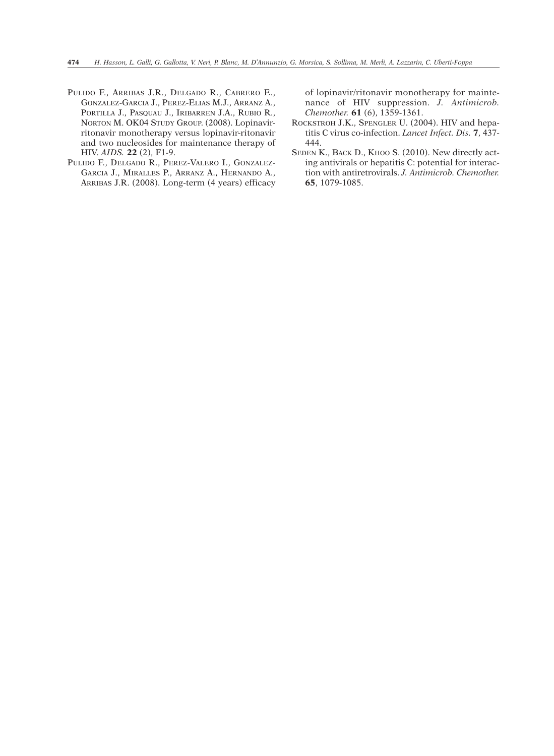PULIDO F., ARRIBAS J.R., DELGADO R., CABRERO E., GONZALEZ-GARCIA J., PEREZ-ELIAS M.J., ARRANZ A., PORTILLA J., PASQUAU J., IRIBARREN J.A., RUBIO R., NORTON M. OK04 STUDY GROUP. (2008). Lopinavir-ritonavir monotherapy versus lopinavir-ritonavir and two nucleosides for maintenance therapy of HIV. *AIDS.* **22** (2), F1-9.

PULIDO F., DELGADO R., PEREZ-VALERO I., GONZALEZ-GARCIA J., MIRALLES P., ARRANZ A., HERNANDO A., ARRIBAS J.R. (2008). Long-term (4 years) efficacy of lopinavir/ritonavir monotherapy for maintenance of HIV suppression. *J. Antimicrob. Chemother.* **61** (6), 1359-1361.

ROCKSTROH J.K., SPENGLER U. (2004). HIV and hepatitis C virus co-infection. *Lancet Infect. Dis.* **7**, 437-444.

SEDEN K., BACK D., KHOO S. (2010). New directly acting antivirals or hepatitis C: potential for interaction with antiretrovirals. *J. Antimicrob. Chemother.* **65**, 1079-1085.